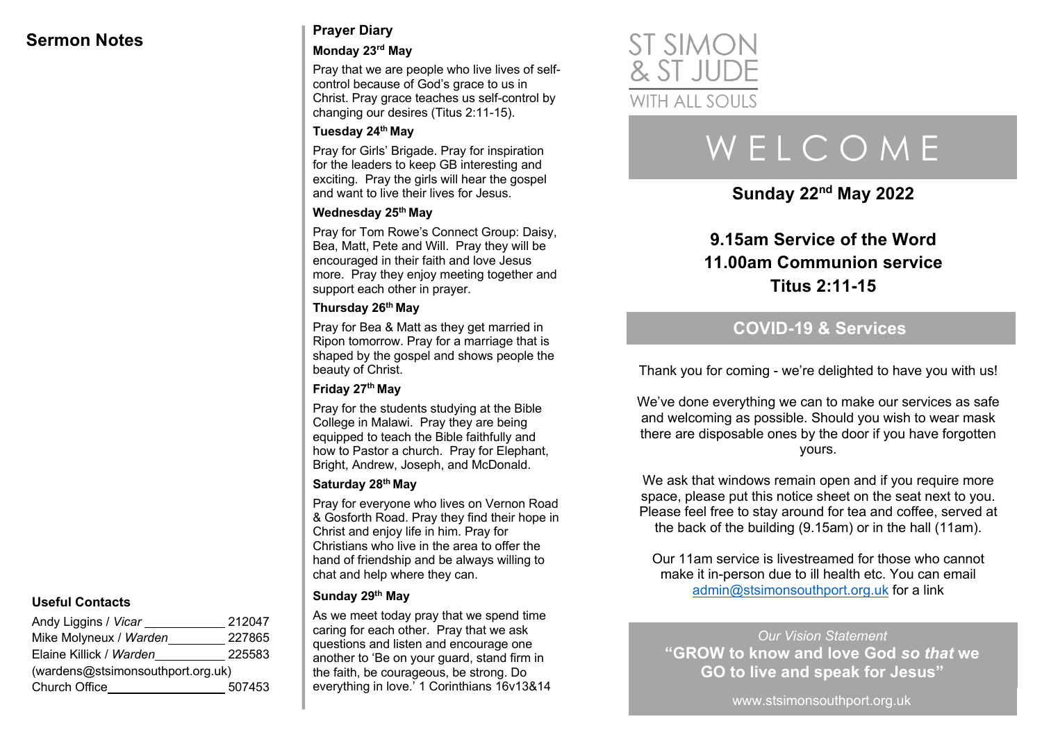## Sermon Notes

### Useful Contacts

| | |
|---|---|
| Andy Liggins / *Vicar* | 212047 |
| Mike Molyneux / *Warden* | 227865 |
| Elaine Killick / *Warden* | 225583 |
| (wardens@stsimonsouthport.org.uk) | |
| Church Office | 507453 |

## Prayer Diary

**Monday 23rd May**

Pray that we are people who live lives of self-control because of God's grace to us in Christ. Pray grace teaches us self-control by changing our desires (Titus 2:11-15).

**Tuesday 24th May**

Pray for Girls' Brigade. Pray for inspiration for the leaders to keep GB interesting and exciting. Pray the girls will hear the gospel and want to live their lives for Jesus.

**Wednesday 25th May**

Pray for Tom Rowe's Connect Group: Daisy, Bea, Matt, Pete and Will. Pray they will be encouraged in their faith and love Jesus more. Pray they enjoy meeting together and support each other in prayer.

**Thursday 26th May**

Pray for Bea & Matt as they get married in Ripon tomorrow. Pray for a marriage that is shaped by the gospel and shows people the beauty of Christ.

**Friday 27th May**

Pray for the students studying at the Bible College in Malawi. Pray they are being equipped to teach the Bible faithfully and how to Pastor a church. Pray for Elephant, Bright, Andrew, Joseph, and McDonald.

**Saturday 28th May**

Pray for everyone who lives on Vernon Road & Gosforth Road. Pray they find their hope in Christ and enjoy life in him. Pray for Christians who live in the area to offer the hand of friendship and be always willing to chat and help where they can.

**Sunday 29th May**

As we meet today pray that we spend time caring for each other. Pray that we ask questions and listen and encourage one another to 'Be on your guard, stand firm in the faith, be courageous, be strong. Do everything in love.' 1 Corinthians 16v13&14

ST SIMON & ST JUDE WITH ALL SOULS

# WELCOME

**Sunday 22nd May 2022**

**9.15am Service of the Word**
**11.00am Communion service**
**Titus 2:11-15**

## COVID-19 & Services

Thank you for coming - we're delighted to have you with us!

We've done everything we can to make our services as safe and welcoming as possible. Should you wish to wear mask there are disposable ones by the door if you have forgotten yours.

We ask that windows remain open and if you require more space, please put this notice sheet on the seat next to you. Please feel free to stay around for tea and coffee, served at the back of the building (9.15am) or in the hall (11am).

Our 11am service is livestreamed for those who cannot make it in-person due to ill health etc. You can email admin@stsimonsouthport.org.uk for a link

*Our Vision Statement*
**"GROW to know and love God *so that* we GO to live and speak for Jesus"**

www.stsimonsouthport.org.uk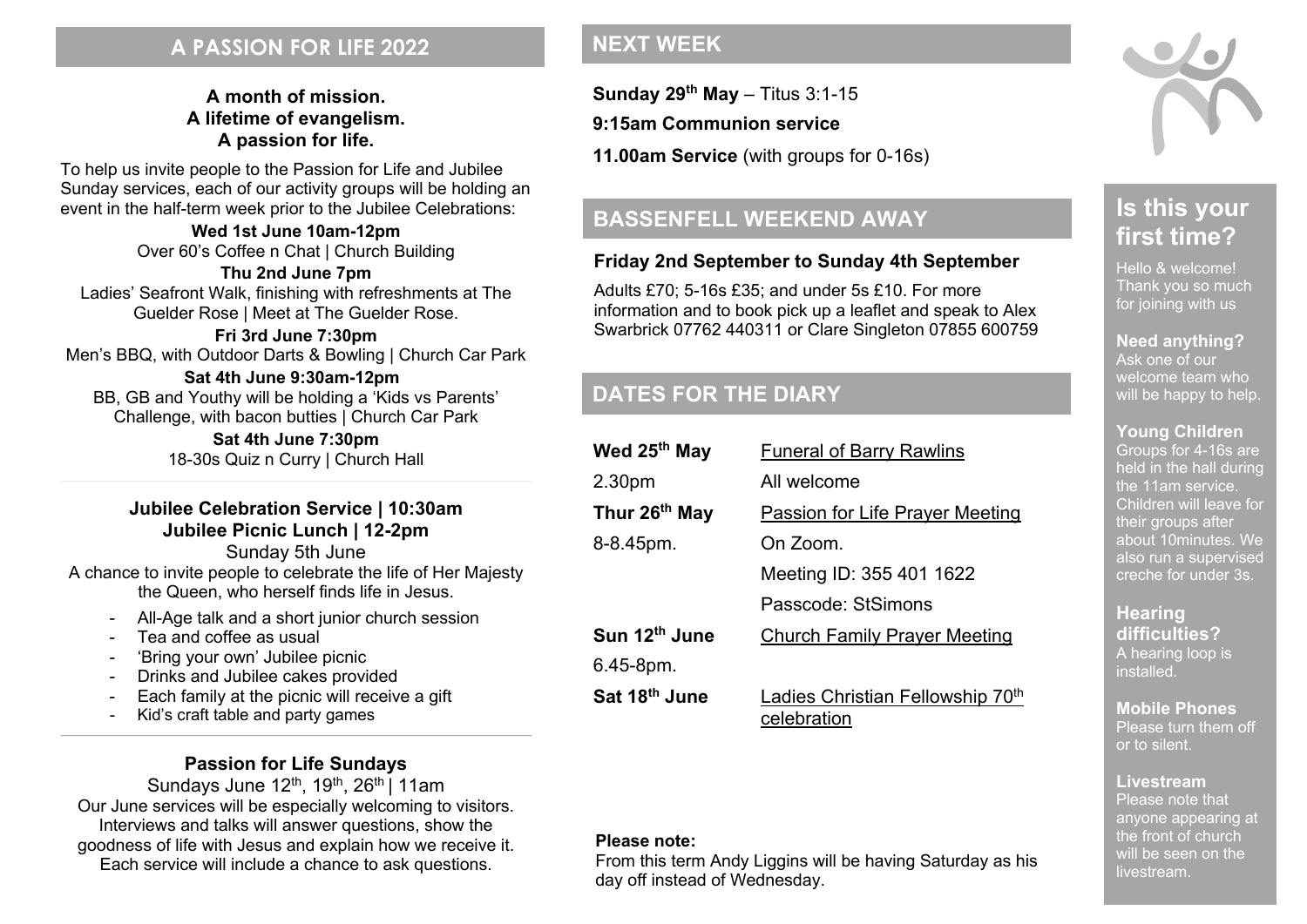## A PASSION FOR LIFE 2022

**A month of mission.**
**A lifetime of evangelism.**
**A passion for life.**

To help us invite people to the Passion for Life and Jubilee Sunday services, each of our activity groups will be holding an event in the half-term week prior to the Jubilee Celebrations:

**Wed 1st June 10am-12pm**
Over 60's Coffee n Chat | Church Building

**Thu 2nd June 7pm**
Ladies' Seafront Walk, finishing with refreshments at The Guelder Rose | Meet at The Guelder Rose.

**Fri 3rd June 7:30pm**
Men's BBQ, with Outdoor Darts & Bowling | Church Car Park

**Sat 4th June 9:30am-12pm**
BB, GB and Youthy will be holding a 'Kids vs Parents' Challenge, with bacon butties | Church Car Park

**Sat 4th June 7:30pm**
18-30s Quiz n Curry | Church Hall

**Jubilee Celebration Service | 10:30am**
**Jubilee Picnic Lunch | 12-2pm**
Sunday 5th June

A chance to invite people to celebrate the life of Her Majesty the Queen, who herself finds life in Jesus.

- All-Age talk and a short junior church session
- Tea and coffee as usual
- 'Bring your own' Jubilee picnic
- Drinks and Jubilee cakes provided
- Each family at the picnic will receive a gift
- Kid's craft table and party games

**Passion for Life Sundays**
Sundays June 12th, 19th, 26th | 11am

Our June services will be especially welcoming to visitors. Interviews and talks will answer questions, show the goodness of life with Jesus and explain how we receive it. Each service will include a chance to ask questions.

## NEXT WEEK

**Sunday 29th May** – Titus 3:1-15

**9:15am Communion service**

**11.00am Service** (with groups for 0-16s)

## BASSENFELL WEEKEND AWAY

**Friday 2nd September to Sunday 4th September**

Adults £70; 5-16s £35; and under 5s £10. For more information and to book pick up a leaflet and speak to Alex Swarbrick 07762 440311 or Clare Singleton 07855 600759

## DATES FOR THE DIARY

| | |
|---|---|
| **Wed 25th May** | Funeral of Barry Rawlins |
| 2.30pm | All welcome |
| **Thur 26th May** | Passion for Life Prayer Meeting |
| 8-8.45pm. | On Zoom. |
| | Meeting ID: 355 401 1622 |
| | Passcode: StSimons |
| **Sun 12th June** | Church Family Prayer Meeting |
| 6.45-8pm. | |
| **Sat 18th June** | Ladies Christian Fellowship 70th celebration |

**Please note:**
From this term Andy Liggins will be having Saturday as his day off instead of Wednesday.

## Is this your first time?

Hello & welcome! Thank you so much for joining with us

**Need anything?**
Ask one of our welcome team who will be happy to help.

**Young Children**
Groups for 4-16s are held in the hall during the 11am service. Children will leave for their groups after about 10minutes. We also run a supervised creche for under 3s.

**Hearing difficulties?**
A hearing loop is installed.

**Mobile Phones**
Please turn them off or to silent.

**Livestream**
Please note that anyone appearing at the front of church will be seen on the livestream.